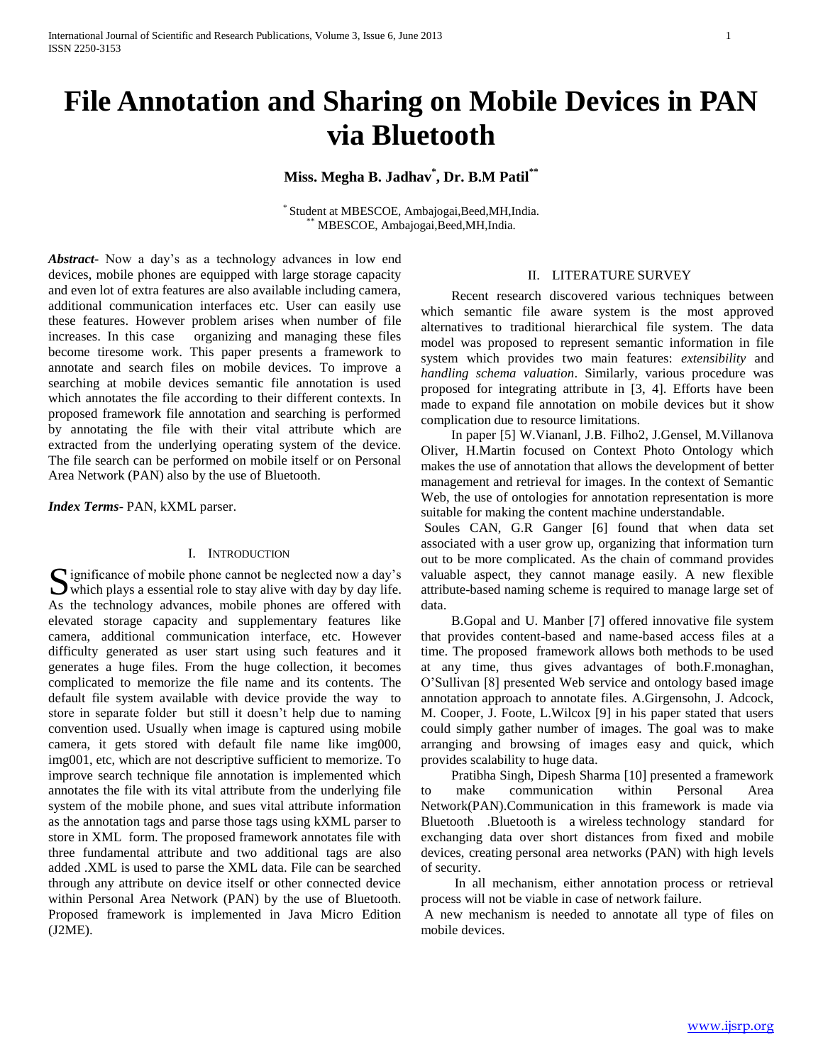# File Annotation and Sharing on Mobile Devices in PAN via Bluetooth

**Miss. Megha B. Jadhav[*], Dr. B.M Patil[**]**

[*] Student at MBESCOE, Ambajogai,Beed,MH,India.
[**] MBESCOE, Ambajogai,Beed,MH,India.

***Abstract***- Now a day's as a technology advances in low end devices, mobile phones are equipped with large storage capacity and even lot of extra features are also available including camera, additional communication interfaces etc. User can easily use these features. However problem arises when number of file increases. In this case organizing and managing these files become tiresome work. This paper presents a framework to annotate and search files on mobile devices. To improve a searching at mobile devices semantic file annotation is used which annotates the file according to their different contexts. In proposed framework file annotation and searching is performed by annotating the file with their vital attribute which are extracted from the underlying operating system of the device. The file search can be performed on mobile itself or on Personal Area Network (PAN) also by the use of Bluetooth.

***Index Terms***- PAN, kXML parser.

## I. Introduction

Significance of mobile phone cannot be neglected now a day's which plays a essential role to stay alive with day by day life. As the technology advances, mobile phones are offered with elevated storage capacity and supplementary features like camera, additional communication interface, etc. However difficulty generated as user start using such features and it generates a huge files. From the huge collection, it becomes complicated to memorize the file name and its contents. The default file system available with device provide the way to store in separate folder but still it doesn't help due to naming convention used. Usually when image is captured using mobile camera, it gets stored with default file name like img000, img001, etc, which are not descriptive sufficient to memorize. To improve search technique file annotation is implemented which annotates the file with its vital attribute from the underlying file system of the mobile phone, and sues vital attribute information as the annotation tags and parse those tags using kXML parser to store in XML form. The proposed framework annotates file with three fundamental attribute and two additional tags are also added .XML is used to parse the XML data. File can be searched through any attribute on device itself or other connected device within Personal Area Network (PAN) by the use of Bluetooth. Proposed framework is implemented in Java Micro Edition (J2ME).

## II. Literature Survey

Recent research discovered various techniques between which semantic file aware system is the most approved alternatives to traditional hierarchical file system. The data model was proposed to represent semantic information in file system which provides two main features: *extensibility* and *handling schema valuation*. Similarly, various procedure was proposed for integrating attribute in [3, 4]. Efforts have been made to expand file annotation on mobile devices but it show complication due to resource limitations.

In paper [5] W.Viananl, J.B. Filho2, J.Gensel, M.Villanova Oliver, H.Martin focused on Context Photo Ontology which makes the use of annotation that allows the development of better management and retrieval for images. In the context of Semantic Web, the use of ontologies for annotation representation is more suitable for making the content machine understandable.

Soules CAN, G.R Ganger [6] found that when data set associated with a user grow up, organizing that information turn out to be more complicated. As the chain of command provides valuable aspect, they cannot manage easily. A new flexible attribute-based naming scheme is required to manage large set of data.

B.Gopal and U. Manber [7] offered innovative file system that provides content-based and name-based access files at a time. The proposed framework allows both methods to be used at any time, thus gives advantages of both.F.monaghan, O'Sullivan [8] presented Web service and ontology based image annotation approach to annotate files. A.Girgensohn, J. Adcock, M. Cooper, J. Foote, L.Wilcox [9] in his paper stated that users could simply gather number of images. The goal was to make arranging and browsing of images easy and quick, which provides scalability to huge data.

Pratibha Singh, Dipesh Sharma [10] presented a framework to make communication within Personal Area Network(PAN).Communication in this framework is made via Bluetooth .Bluetooth is a wireless technology standard for exchanging data over short distances from fixed and mobile devices, creating personal area networks (PAN) with high levels of security.

In all mechanism, either annotation process or retrieval process will not be viable in case of network failure.

A new mechanism is needed to annotate all type of files on mobile devices.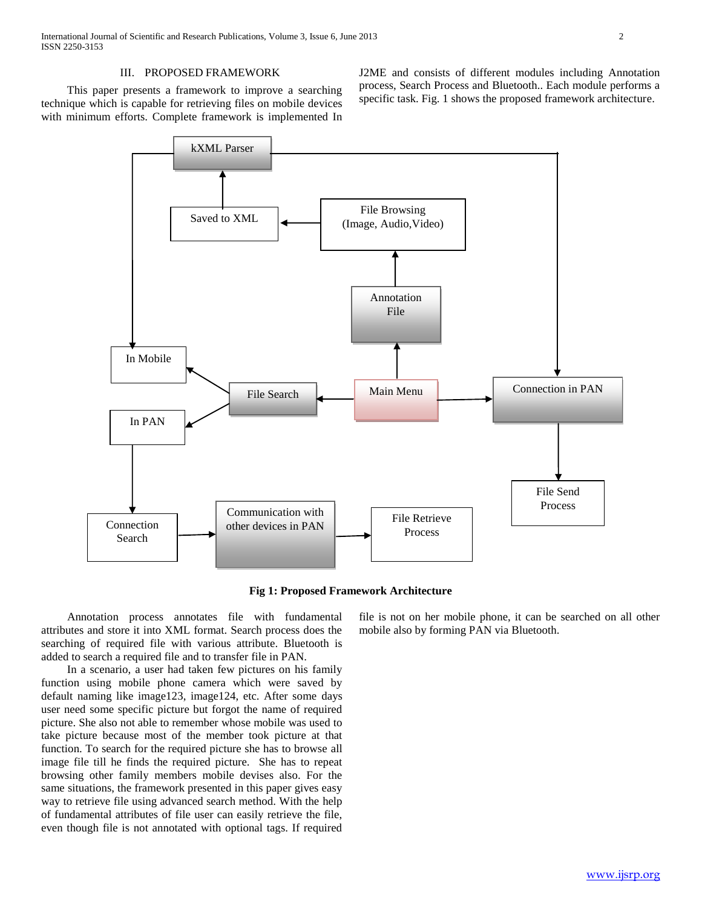## III. PROPOSED FRAMEWORK

This paper presents a framework to improve a searching technique which is capable for retrieving files on mobile devices with minimum efforts. Complete framework is implemented In J2ME and consists of different modules including Annotation process, Search Process and Bluetooth.. Each module performs a specific task. Fig. 1 shows the proposed framework architecture.

**Fig 1: Proposed Framework Architecture**

Annotation process annotates file with fundamental attributes and store it into XML format. Search process does the searching of required file with various attribute. Bluetooth is added to search a required file and to transfer file in PAN.

In a scenario, a user had taken few pictures on his family function using mobile phone camera which were saved by default naming like image123, image124, etc. After some days user need some specific picture but forgot the name of required picture. She also not able to remember whose mobile was used to take picture because most of the member took picture at that function. To search for the required picture she has to browse all image file till he finds the required picture. She has to repeat browsing other family members mobile devises also. For the same situations, the framework presented in this paper gives easy way to retrieve file using advanced search method. With the help of fundamental attributes of file user can easily retrieve the file, even though file is not annotated with optional tags. If required file is not on her mobile phone, it can be searched on all other mobile also by forming PAN via Bluetooth.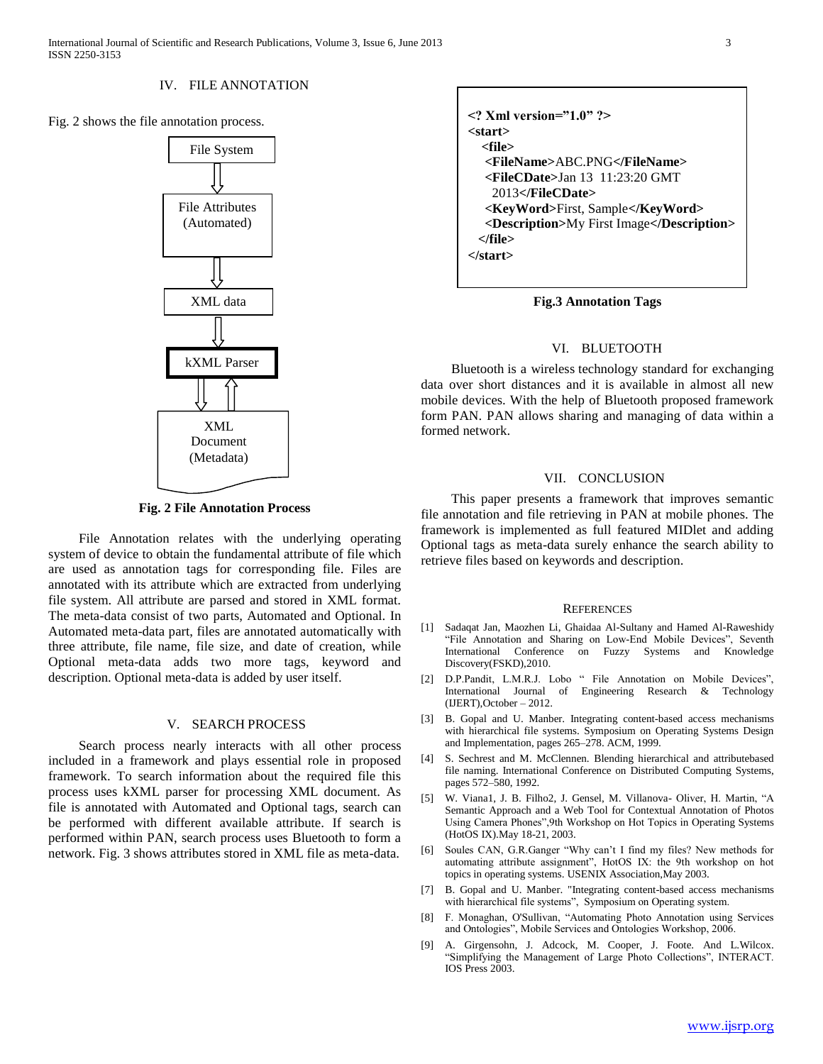## IV. FILE ANNOTATION

Fig. 2 shows the file annotation process.

File System → File Attributes (Automated) → XML data → kXML Parser ⇄ XML Document (Metadata)

**Fig. 2 File Annotation Process**

File Annotation relates with the underlying operating system of device to obtain the fundamental attribute of file which are used as annotation tags for corresponding file. Files are annotated with its attribute which are extracted from underlying file system. All attribute are parsed and stored in XML format. The meta-data consist of two parts, Automated and Optional. In Automated meta-data part, files are annotated automatically with three attribute, file name, file size, and date of creation, while Optional meta-data adds two more tags, keyword and description. Optional meta-data is added by user itself.

## V. SEARCH PROCESS

Search process nearly interacts with all other process included in a framework and plays essential role in proposed framework. To search information about the required file this process uses kXML parser for processing XML document. As file is annotated with Automated and Optional tags, search can be performed with different available attribute. If search is performed within PAN, search process uses Bluetooth to form a network. Fig. 3 shows attributes stored in XML file as meta-data.

```
<? Xml version="1.0" ?>
<start>
  <file>
   <FileName>ABC.PNG</FileName>
   <FileCDate>Jan 13  11:23:20 GMT
     2013</FileCDate>
   <KeyWord>First, Sample</KeyWord>
   <Description>My First Image</Description>
  </file>
</start>
```

**Fig.3 Annotation Tags**

## VI. BLUETOOTH

Bluetooth is a wireless technology standard for exchanging data over short distances and it is available in almost all new mobile devices. With the help of Bluetooth proposed framework form PAN. PAN allows sharing and managing of data within a formed network.

## VII. CONCLUSION

This paper presents a framework that improves semantic file annotation and file retrieving in PAN at mobile phones. The framework is implemented as full featured MIDlet and adding Optional tags as meta-data surely enhance the search ability to retrieve files based on keywords and description.

## REFERENCES

[1] Sadaqat Jan, Maozhen Li, Ghaidaa Al-Sultany and Hamed Al-Raweshidy "File Annotation and Sharing on Low-End Mobile Devices", Seventh International Conference on Fuzzy Systems and Knowledge Discovery(FSKD),2010.

[2] D.P.Pandit, L.M.R.J. Lobo " File Annotation on Mobile Devices", International Journal of Engineering Research & Technology (IJERT),October – 2012.

[3] B. Gopal and U. Manber. Integrating content-based access mechanisms with hierarchical file systems. Symposium on Operating Systems Design and Implementation, pages 265–278. ACM, 1999.

[4] S. Sechrest and M. McClennen. Blending hierarchical and attributebased file naming. International Conference on Distributed Computing Systems, pages 572–580, 1992.

[5] W. Viana1, J. B. Filho2, J. Gensel, M. Villanova- Oliver, H. Martin, "A Semantic Approach and a Web Tool for Contextual Annotation of Photos Using Camera Phones",9th Workshop on Hot Topics in Operating Systems (HotOS IX).May 18-21, 2003.

[6] Soules CAN, G.R.Ganger "Why can't I find my files? New methods for automating attribute assignment", HotOS IX: the 9th workshop on hot topics in operating systems. USENIX Association,May 2003.

[7] B. Gopal and U. Manber. "Integrating content-based access mechanisms with hierarchical file systems", Symposium on Operating system.

[8] F. Monaghan, O'Sullivan, "Automating Photo Annotation using Services and Ontologies", Mobile Services and Ontologies Workshop, 2006.

[9] A. Girgensohn, J. Adcock, M. Cooper, J. Foote. And L.Wilcox. "Simplifying the Management of Large Photo Collections", INTERACT. IOS Press 2003.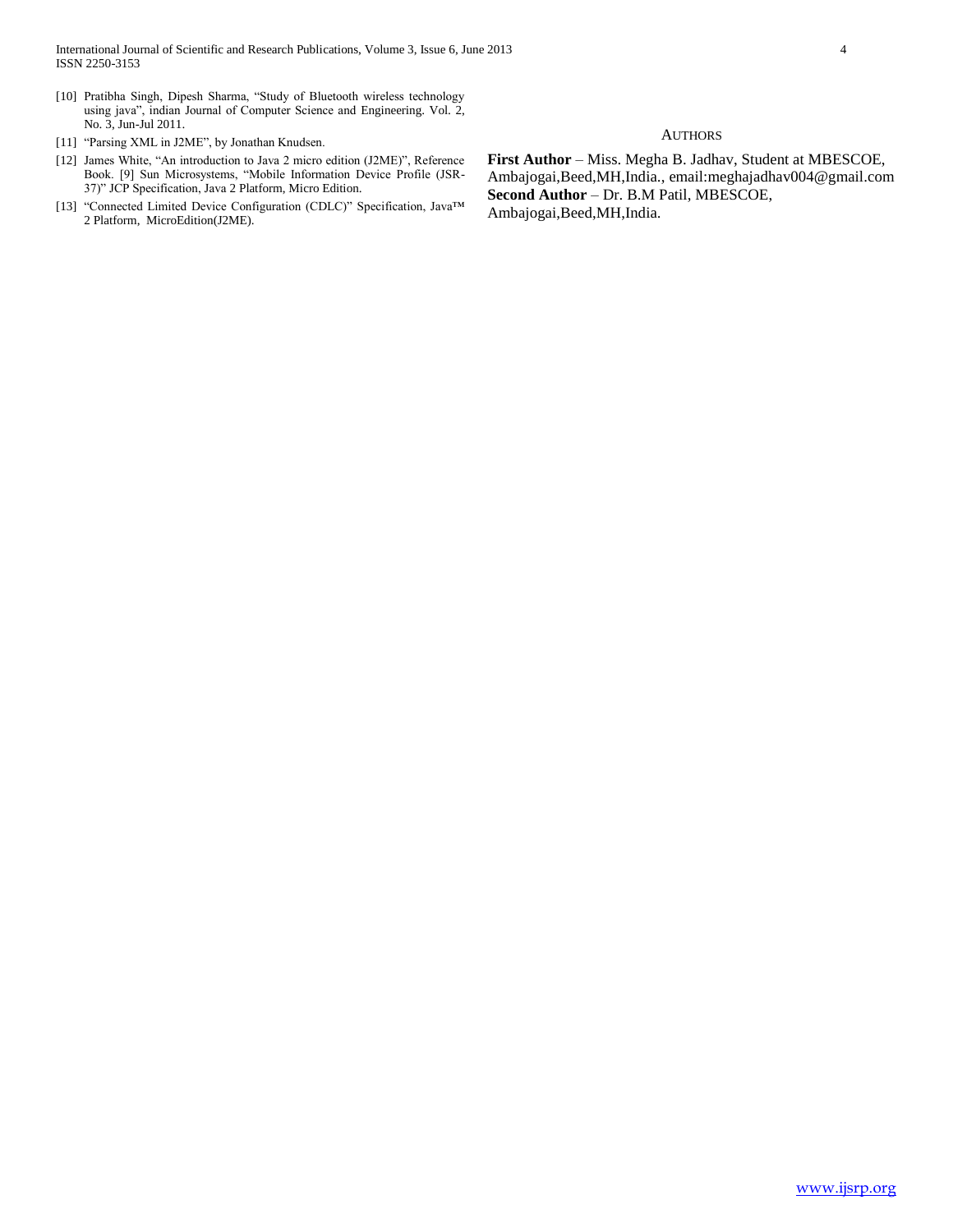[10] Pratibha Singh, Dipesh Sharma, "Study of Bluetooth wireless technology using java", indian Journal of Computer Science and Engineering. Vol. 2, No. 3, Jun-Jul 2011.

[11] "Parsing XML in J2ME", by Jonathan Knudsen.

[12] James White, "An introduction to Java 2 micro edition (J2ME)", Reference Book. [9] Sun Microsystems, "Mobile Information Device Profile (JSR-37)" JCP Specification, Java 2 Platform, Micro Edition.

[13] "Connected Limited Device Configuration (CDLC)" Specification, Java™ 2 Platform, MicroEdition(J2ME).

## AUTHORS

**First Author** – Miss. Megha B. Jadhav, Student at MBESCOE, Ambajogai,Beed,MH,India., email:meghajadhav004@gmail.com

**Second Author** – Dr. B.M Patil, MBESCOE, Ambajogai,Beed,MH,India.